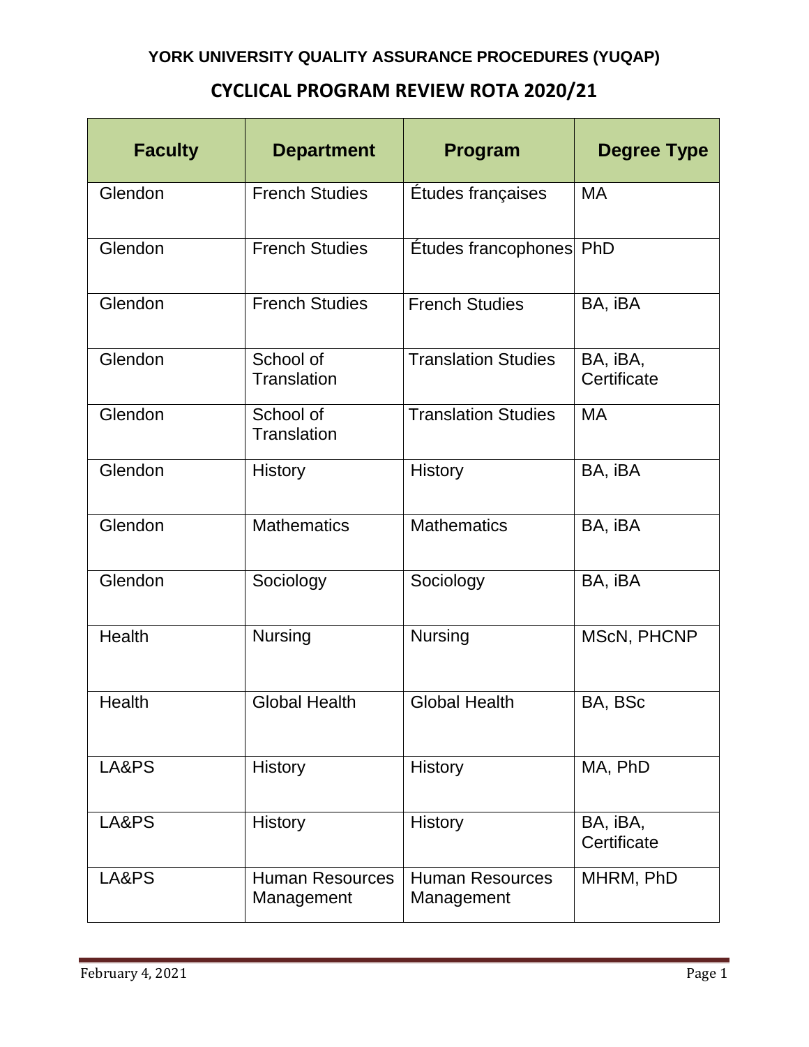**YORK UNIVERSITY QUALITY ASSURANCE PROCEDURES (YUQAP)**

# CYCLICAL PROGRAM REVIEW ROTA 2020/21

| Faculty | Department | Program | Degree Type |
|---|---|---|---|
| Glendon | French Studies | Études françaises | MA |
| Glendon | French Studies | Études francophones | PhD |
| Glendon | French Studies | French Studies | BA, iBA |
| Glendon | School of Translation | Translation Studies | BA, iBA, Certificate |
| Glendon | School of Translation | Translation Studies | MA |
| Glendon | History | History | BA, iBA |
| Glendon | Mathematics | Mathematics | BA, iBA |
| Glendon | Sociology | Sociology | BA, iBA |
| Health | Nursing | Nursing | MScN, PHCNP |
| Health | Global Health | Global Health | BA, BSc |
| LA&PS | History | History | MA, PhD |
| LA&PS | History | History | BA, iBA, Certificate |
| LA&PS | Human Resources Management | Human Resources Management | MHRM, PhD |

February 4, 2021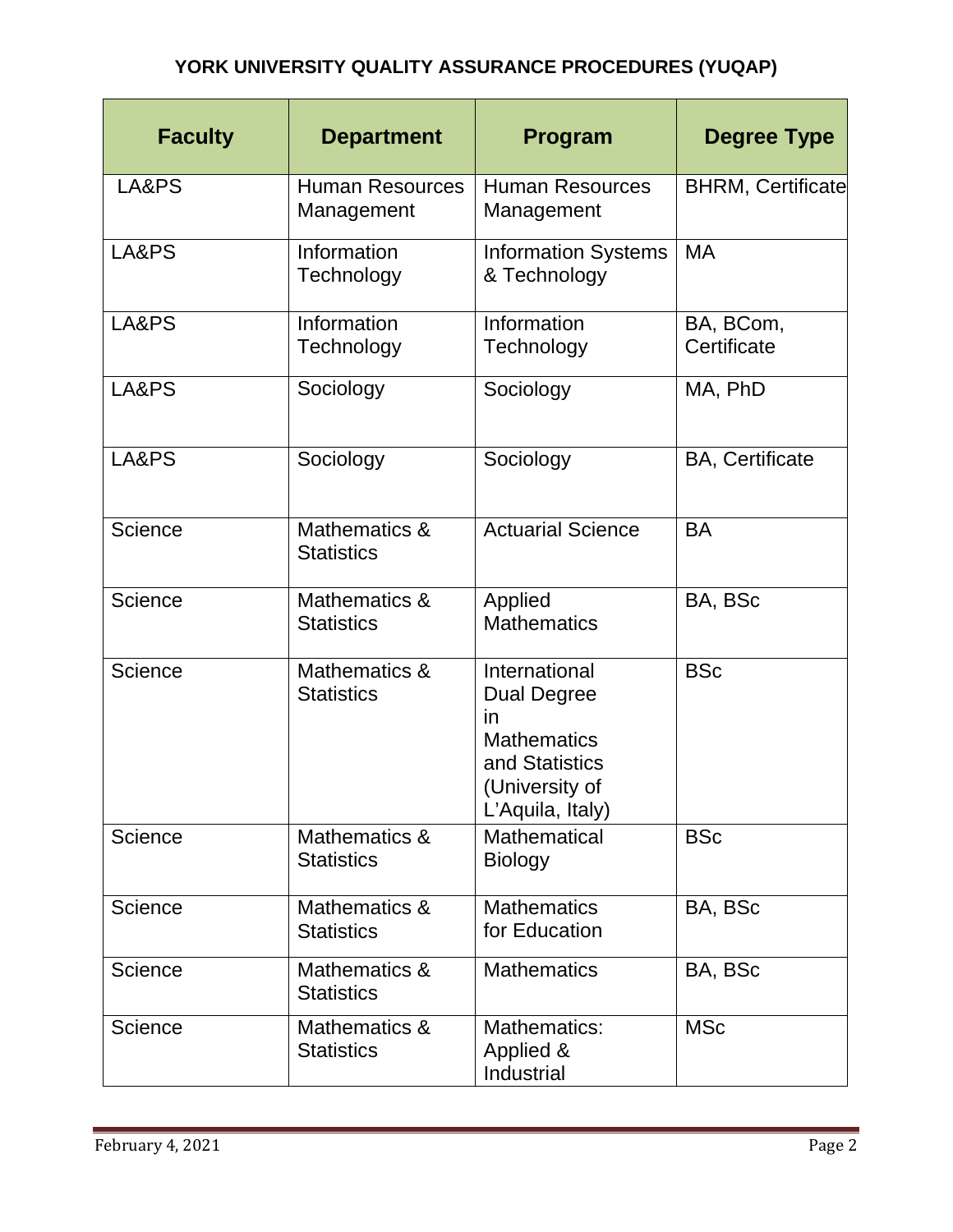## YORK UNIVERSITY QUALITY ASSURANCE PROCEDURES (YUQAP)

| Faculty | Department | Program | Degree Type |
|---|---|---|---|
| LA&PS | Human Resources Management | Human Resources Management | BHRM, Certificate |
| LA&PS | Information Technology | Information Systems & Technology | MA |
| LA&PS | Information Technology | Information Technology | BA, BCom, Certificate |
| LA&PS | Sociology | Sociology | MA, PhD |
| LA&PS | Sociology | Sociology | BA, Certificate |
| Science | Mathematics & Statistics | Actuarial Science | BA |
| Science | Mathematics & Statistics | Applied Mathematics | BA, BSc |
| Science | Mathematics & Statistics | International Dual Degree in Mathematics and Statistics (University of L'Aquila, Italy) | BSc |
| Science | Mathematics & Statistics | Mathematical Biology | BSc |
| Science | Mathematics & Statistics | Mathematics for Education | BA, BSc |
| Science | Mathematics & Statistics | Mathematics | BA, BSc |
| Science | Mathematics & Statistics | Mathematics: Applied & Industrial | MSc |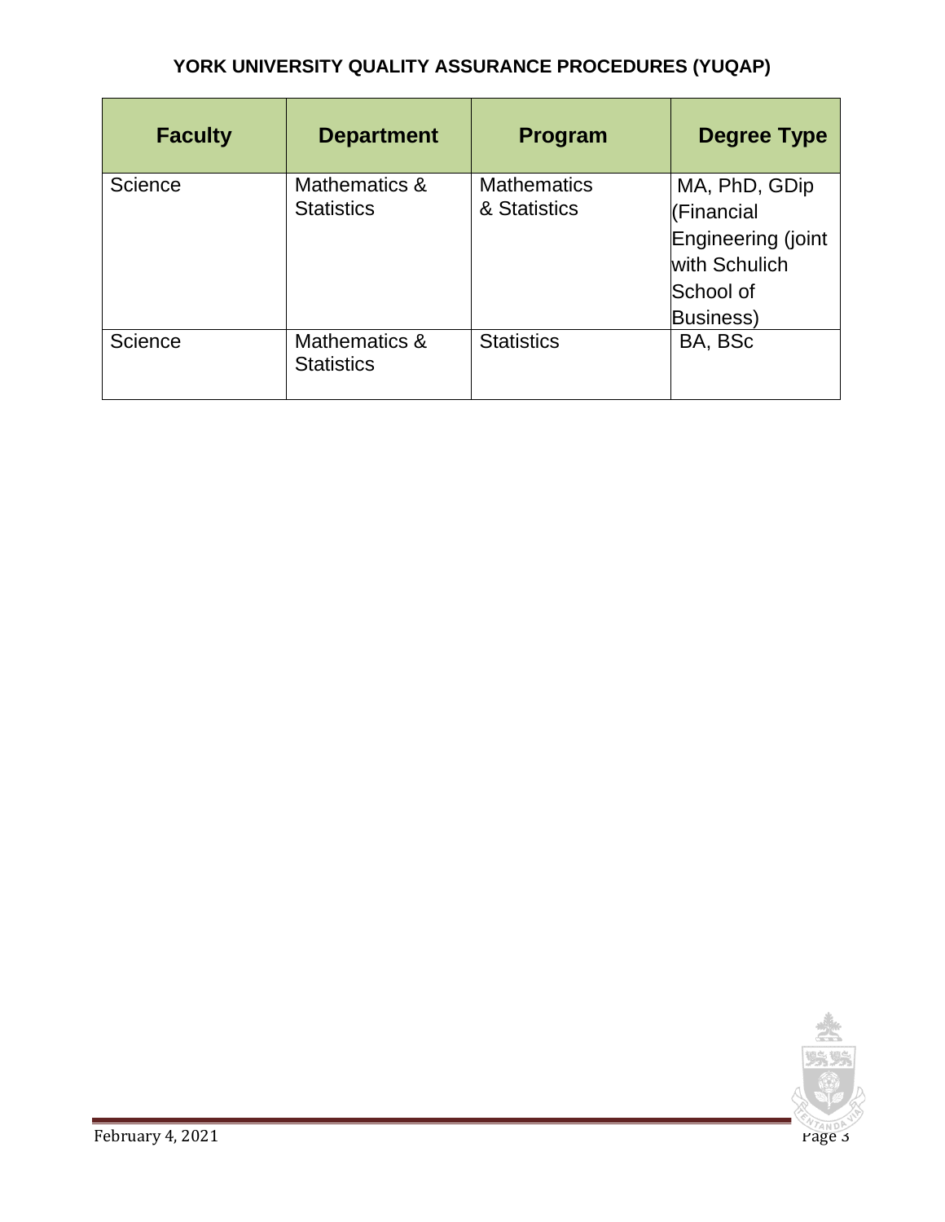| Faculty | Department | Program | Degree Type |
|---|---|---|---|
| Science | Mathematics & Statistics | Mathematics & Statistics | MA, PhD, GDip (Financial Engineering (joint with Schulich School of Business) |
| Science | Mathematics & Statistics | Statistics | BA, BSc |